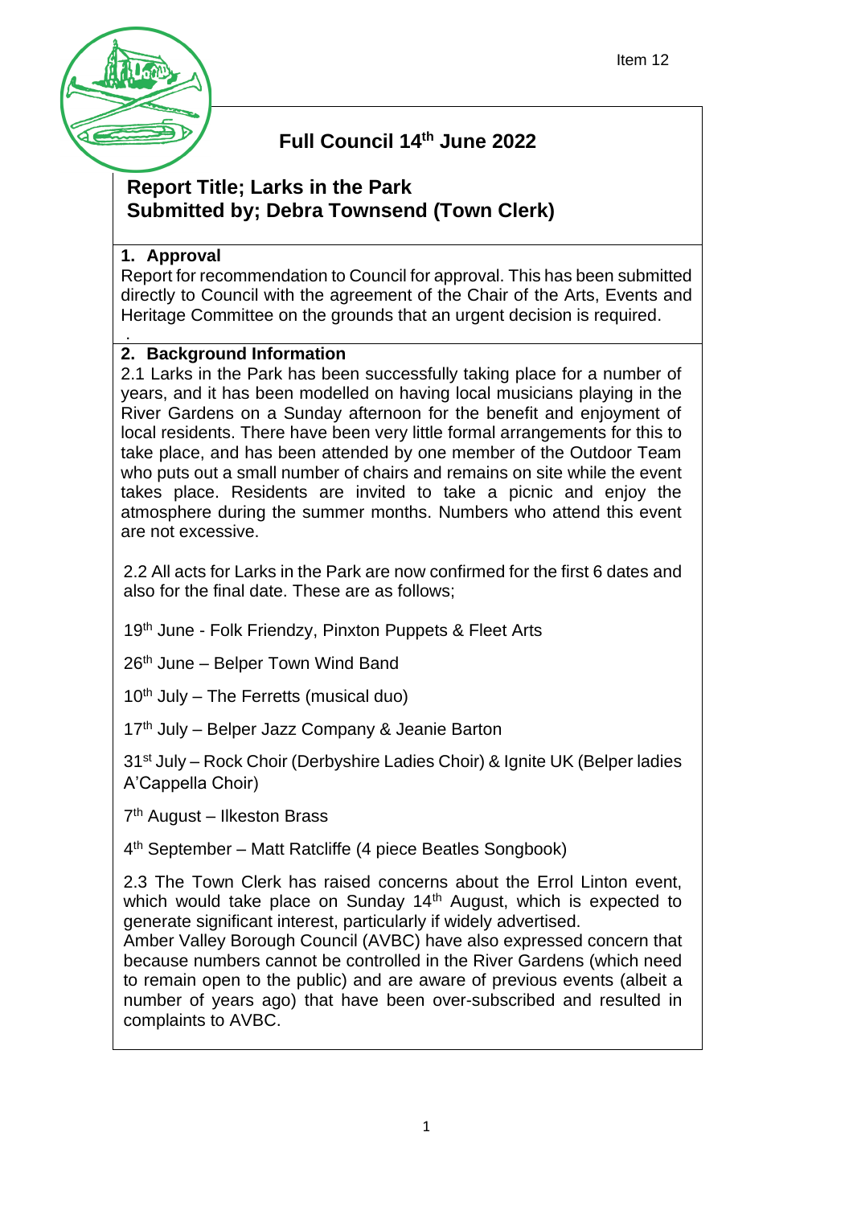Item 12

# Full Council 14th June 2022

## Report Title; Larks in the Park
## Submitted by; Debra Townsend (Town Clerk)

### 1. Approval

Report for recommendation to Council for approval. This has been submitted directly to Council with the agreement of the Chair of the Arts, Events and Heritage Committee on the grounds that an urgent decision is required.

### 2. Background Information

2.1 Larks in the Park has been successfully taking place for a number of years, and it has been modelled on having local musicians playing in the River Gardens on a Sunday afternoon for the benefit and enjoyment of local residents. There have been very little formal arrangements for this to take place, and has been attended by one member of the Outdoor Team who puts out a small number of chairs and remains on site while the event takes place. Residents are invited to take a picnic and enjoy the atmosphere during the summer months. Numbers who attend this event are not excessive.

2.2 All acts for Larks in the Park are now confirmed for the first 6 dates and also for the final date. These are as follows;

19th June - Folk Friendzy, Pinxton Puppets & Fleet Arts

26th June – Belper Town Wind Band

10th July – The Ferretts (musical duo)

17th July – Belper Jazz Company & Jeanie Barton

31st July – Rock Choir (Derbyshire Ladies Choir) & Ignite UK (Belper ladies A'Cappella Choir)

7th August – Ilkeston Brass

4th September – Matt Ratcliffe (4 piece Beatles Songbook)

2.3 The Town Clerk has raised concerns about the Errol Linton event, which would take place on Sunday 14th August, which is expected to generate significant interest, particularly if widely advertised.
Amber Valley Borough Council (AVBC) have also expressed concern that because numbers cannot be controlled in the River Gardens (which need to remain open to the public) and are aware of previous events (albeit a number of years ago) that have been over-subscribed and resulted in complaints to AVBC.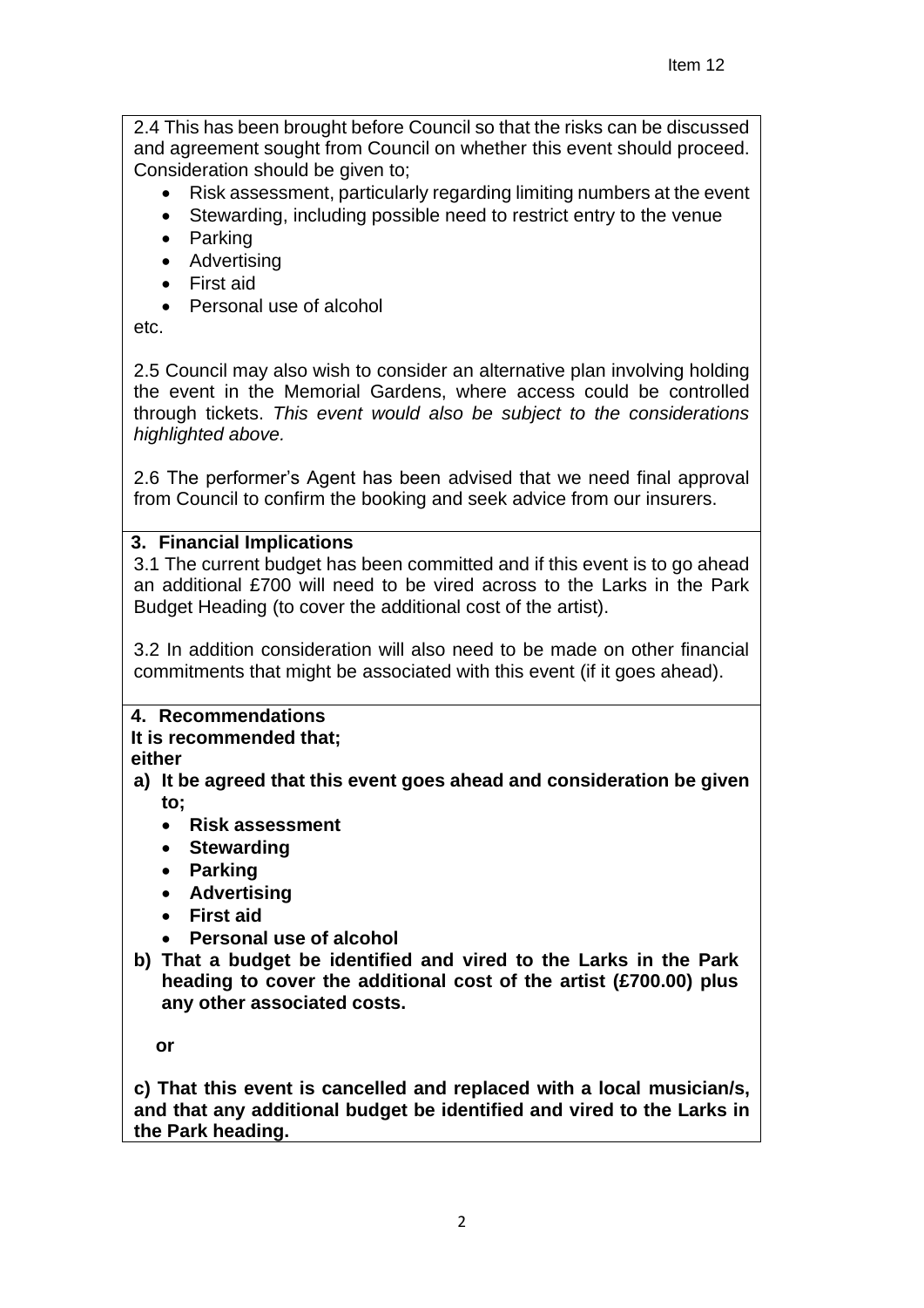2.4 This has been brought before Council so that the risks can be discussed and agreement sought from Council on whether this event should proceed. Consideration should be given to;

- Risk assessment, particularly regarding limiting numbers at the event
- Stewarding, including possible need to restrict entry to the venue
- Parking
- Advertising
- First aid
- Personal use of alcohol

etc.

2.5 Council may also wish to consider an alternative plan involving holding the event in the Memorial Gardens, where access could be controlled through tickets. *This event would also be subject to the considerations highlighted above.*

2.6 The performer's Agent has been advised that we need final approval from Council to confirm the booking and seek advice from our insurers.

## 3. Financial Implications

3.1 The current budget has been committed and if this event is to go ahead an additional £700 will need to be vired across to the Larks in the Park Budget Heading (to cover the additional cost of the artist).

3.2 In addition consideration will also need to be made on other financial commitments that might be associated with this event (if it goes ahead).

## 4. Recommendations

**It is recommended that;**

**either**

**a) It be agreed that this event goes ahead and consideration be given to;**

- **Risk assessment**
- **Stewarding**
- **Parking**
- **Advertising**
- **First aid**
- **Personal use of alcohol**

**b) That a budget be identified and vired to the Larks in the Park heading to cover the additional cost of the artist (£700.00) plus any other associated costs.**

**or**

**c) That this event is cancelled and replaced with a local musician/s, and that any additional budget be identified and vired to the Larks in the Park heading.**